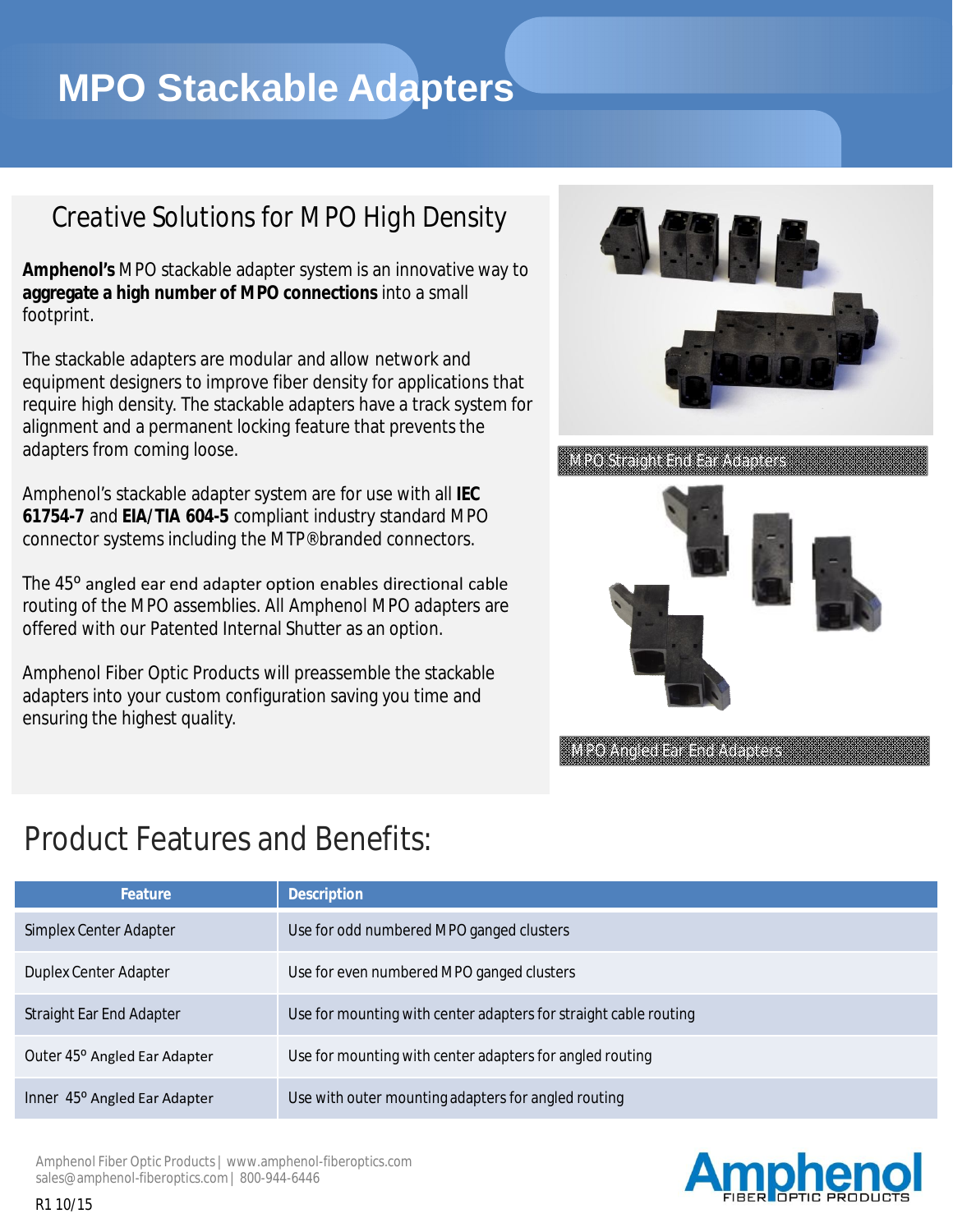# MPO Stackable Adapters

## Creative Solutions for MPO High Density

**Amphenol's** MPO stackable adapter system is an innovative way to **aggregate a high number of MPO connections** into a small footprint.

The stackable adapters are modular and allow network and equipment designers to improve fiber density for applications that require high density. The stackable adapters have a track system for alignment and a permanent locking feature that prevents the adapters from coming loose.

Amphenol's stackable adapter system are for use with all **IEC 61754-7** and **EIA/TIA 604-5** compliant industry standard MPO connector systems including the MTP®branded connectors.

The 45° angled ear end adapter option enables directional cable routing of the MPO assemblies. All Amphenol MPO adapters are offered with our Patented Internal Shutter as an option.

Amphenol Fiber Optic Products will preassemble the stackable adapters into your custom configuration saving you time and ensuring the highest quality.

MPO Straight End Ear Adapters

MPO Angled Ear End Adapters

## Product Features and Benefits:

| Feature | Description |
| --- | --- |
| Simplex Center Adapter | Use for odd numbered MPO ganged clusters |
| Duplex Center Adapter | Use for even numbered MPO ganged clusters |
| Straight Ear End Adapter | Use for mounting with center adapters for straight cable routing |
| Outer 45° Angled Ear Adapter | Use for mounting with center adapters for angled routing |
| Inner 45° Angled Ear Adapter | Use with outer mounting adapters for angled routing |

Amphenol Fiber Optic Products | www.amphenol-fiberoptics.com
sales@amphenol-fiberoptics.com | 800-944-6446

R1 10/15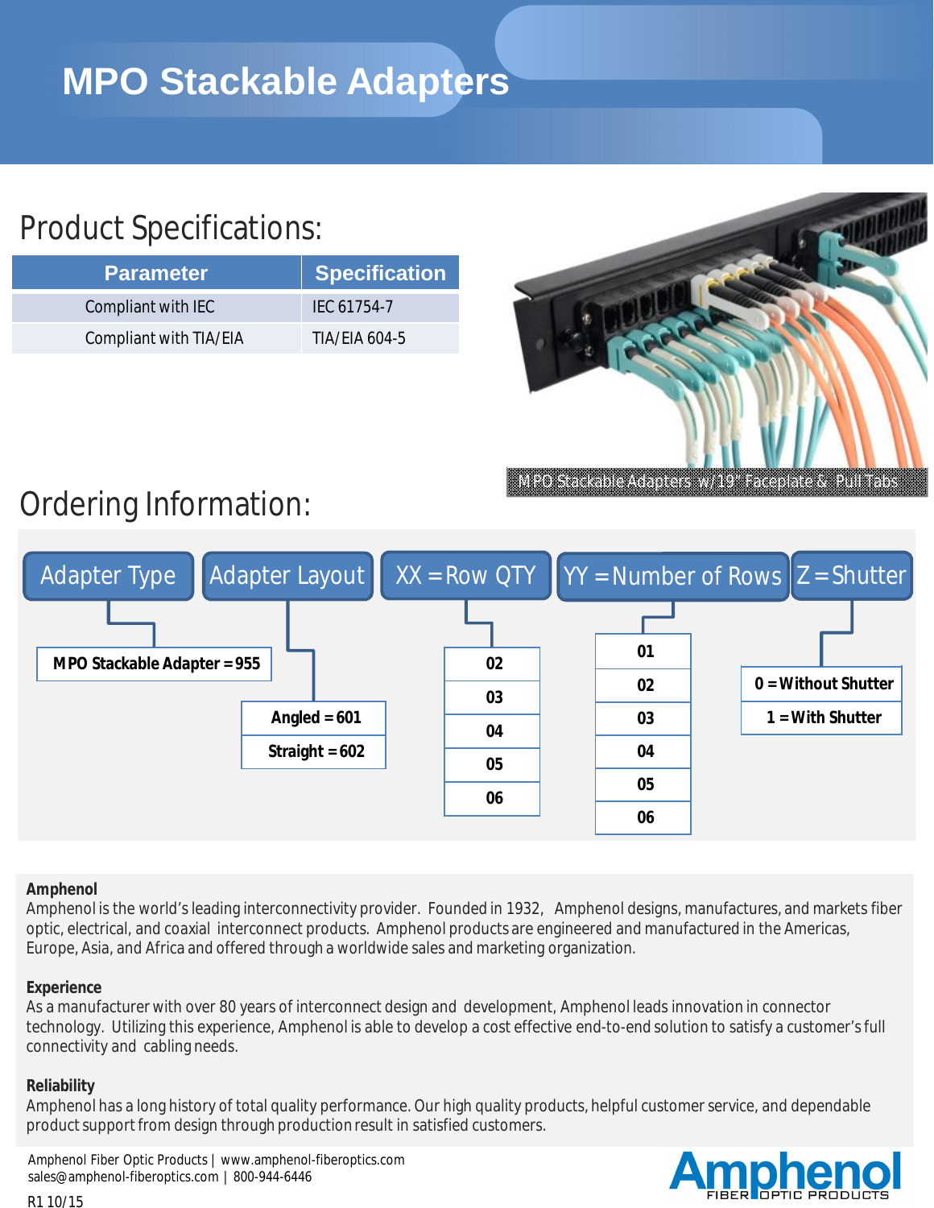# MPO Stackable Adapters

## Product Specifications:

| Parameter | Specification |
|---|---|
| Compliant with IEC | IEC 61754-7 |
| Compliant with TIA/EIA | TIA/EIA 604-5 |

MPO Stackable Adapters w/19" Faceplate & Pull Tabs

## Ordering Information:

| Adapter Type | Adapter Layout | XX = Row QTY | YY = Number of Rows | Z = Shutter |
|---|---|---|---|---|
| MPO Stackable Adapter = 955 | Angled = 601 | 02 | 01 | 0 = Without Shutter |
| | Straight = 602 | 03 | 02 | 1 = With Shutter |
| | | 04 | 03 | |
| | | 05 | 04 | |
| | | 06 | 05 | |
| | | | 06 | |

**Amphenol**
Amphenol is the world's leading interconnectivity provider. Founded in 1932, Amphenol designs, manufactures, and markets fiber optic, electrical, and coaxial interconnect products. Amphenol products are engineered and manufactured in the Americas, Europe, Asia, and Africa and offered through a worldwide sales and marketing organization.

**Experience**
As a manufacturer with over 80 years of interconnect design and development, Amphenol leads innovation in connector technology. Utilizing this experience, Amphenol is able to develop a cost effective end-to-end solution to satisfy a customer's full connectivity and cabling needs.

**Reliability**
Amphenol has a long history of total quality performance. Our high quality products, helpful customer service, and dependable product support from design through production result in satisfied customers.

Amphenol Fiber Optic Products | www.amphenol-fiberoptics.com
sales@amphenol-fiberoptics.com | 800-944-6446

R1 10/15

Amphenol FIBER OPTIC PRODUCTS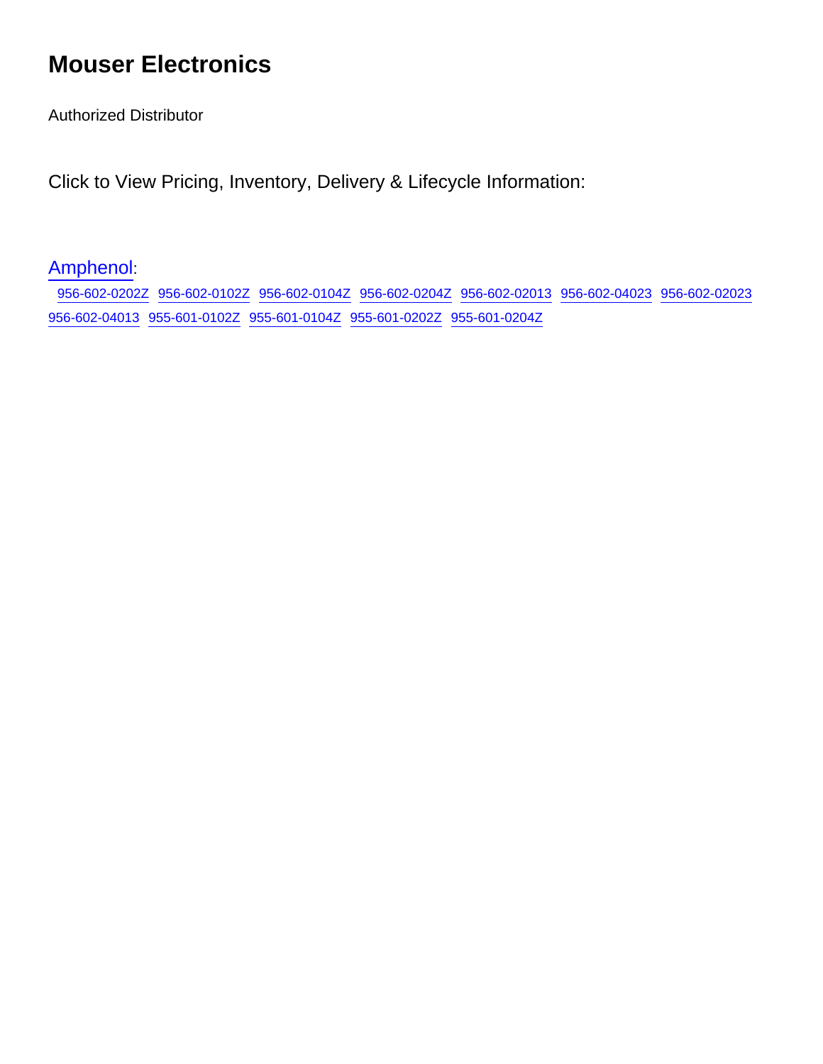# Mouser Electronics

Authorized Distributor

Click to View Pricing, Inventory, Delivery & Lifecycle Information:

Amphenol:

956-602-0202Z 956-602-0102Z 956-602-0104Z 956-602-0204Z 956-602-02013 956-602-04023 956-602-02023 956-602-04013 955-601-0102Z 955-601-0104Z 955-601-0202Z 955-601-0204Z